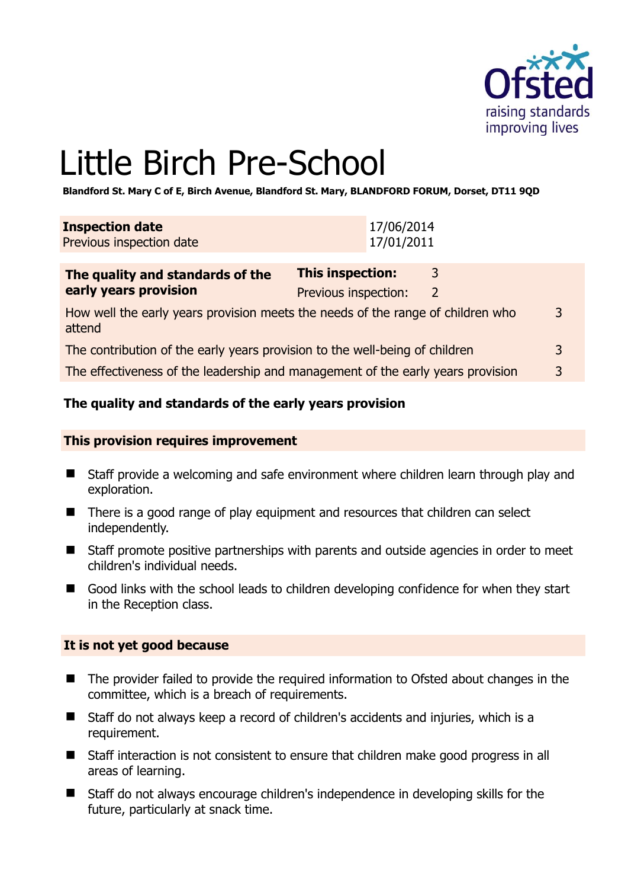# Little Birch Pre-School

**Blandford St. Mary C of E, Birch Avenue, Blandford St. Mary, BLANDFORD FORUM, Dorset, DT11 9QD**

| **Inspection date** | 17/06/2014 |
|---|---|
| Previous inspection date | 17/01/2011 |

| **The quality and standards of the early years provision** | **This inspection:** | 3 |
|---|---|---|
| | Previous inspection: | 2 |
| How well the early years provision meets the needs of the range of children who attend | | 3 |
| The contribution of the early years provision to the well-being of children | | 3 |
| The effectiveness of the leadership and management of the early years provision | | 3 |

### The quality and standards of the early years provision

**This provision requires improvement**

- Staff provide a welcoming and safe environment where children learn through play and exploration.
- There is a good range of play equipment and resources that children can select independently.
- Staff promote positive partnerships with parents and outside agencies in order to meet children's individual needs.
- Good links with the school leads to children developing confidence for when they start in the Reception class.

**It is not yet good because**

- The provider failed to provide the required information to Ofsted about changes in the committee, which is a breach of requirements.
- Staff do not always keep a record of children's accidents and injuries, which is a requirement.
- Staff interaction is not consistent to ensure that children make good progress in all areas of learning.
- Staff do not always encourage children's independence in developing skills for the future, particularly at snack time.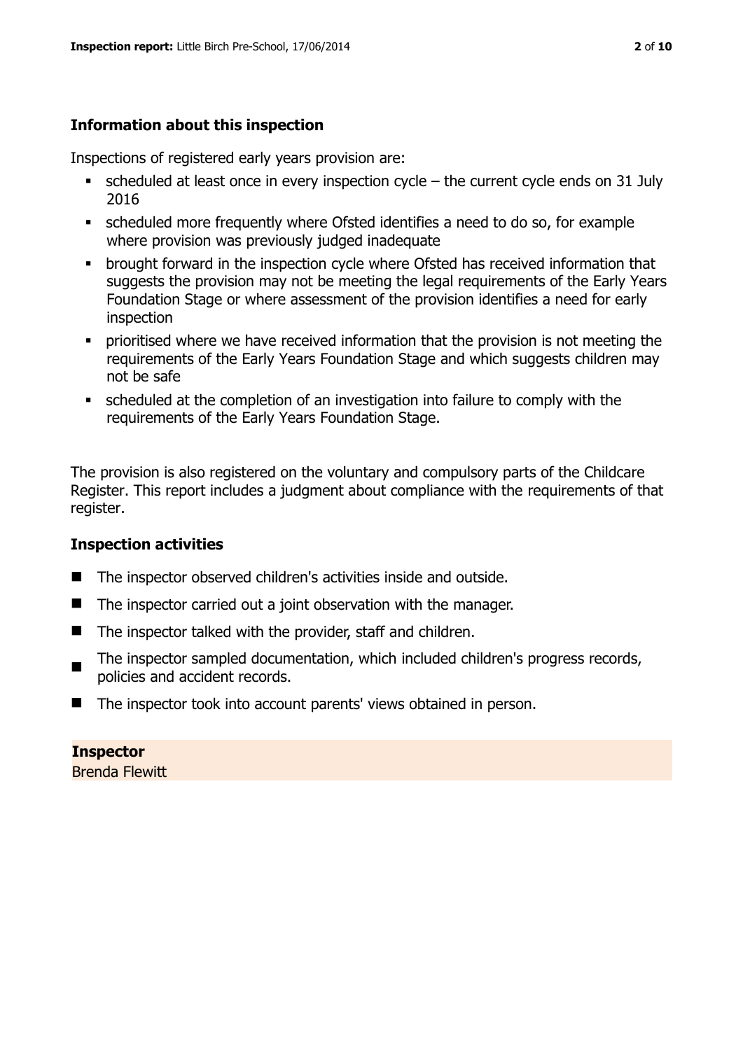### Information about this inspection

Inspections of registered early years provision are:

- scheduled at least once in every inspection cycle – the current cycle ends on 31 July 2016
- scheduled more frequently where Ofsted identifies a need to do so, for example where provision was previously judged inadequate
- brought forward in the inspection cycle where Ofsted has received information that suggests the provision may not be meeting the legal requirements of the Early Years Foundation Stage or where assessment of the provision identifies a need for early inspection
- prioritised where we have received information that the provision is not meeting the requirements of the Early Years Foundation Stage and which suggests children may not be safe
- scheduled at the completion of an investigation into failure to comply with the requirements of the Early Years Foundation Stage.

The provision is also registered on the voluntary and compulsory parts of the Childcare Register. This report includes a judgment about compliance with the requirements of that register.

### Inspection activities

- The inspector observed children's activities inside and outside.
- The inspector carried out a joint observation with the manager.
- The inspector talked with the provider, staff and children.
- The inspector sampled documentation, which included children's progress records, policies and accident records.
- The inspector took into account parents' views obtained in person.

**Inspector**
Brenda Flewitt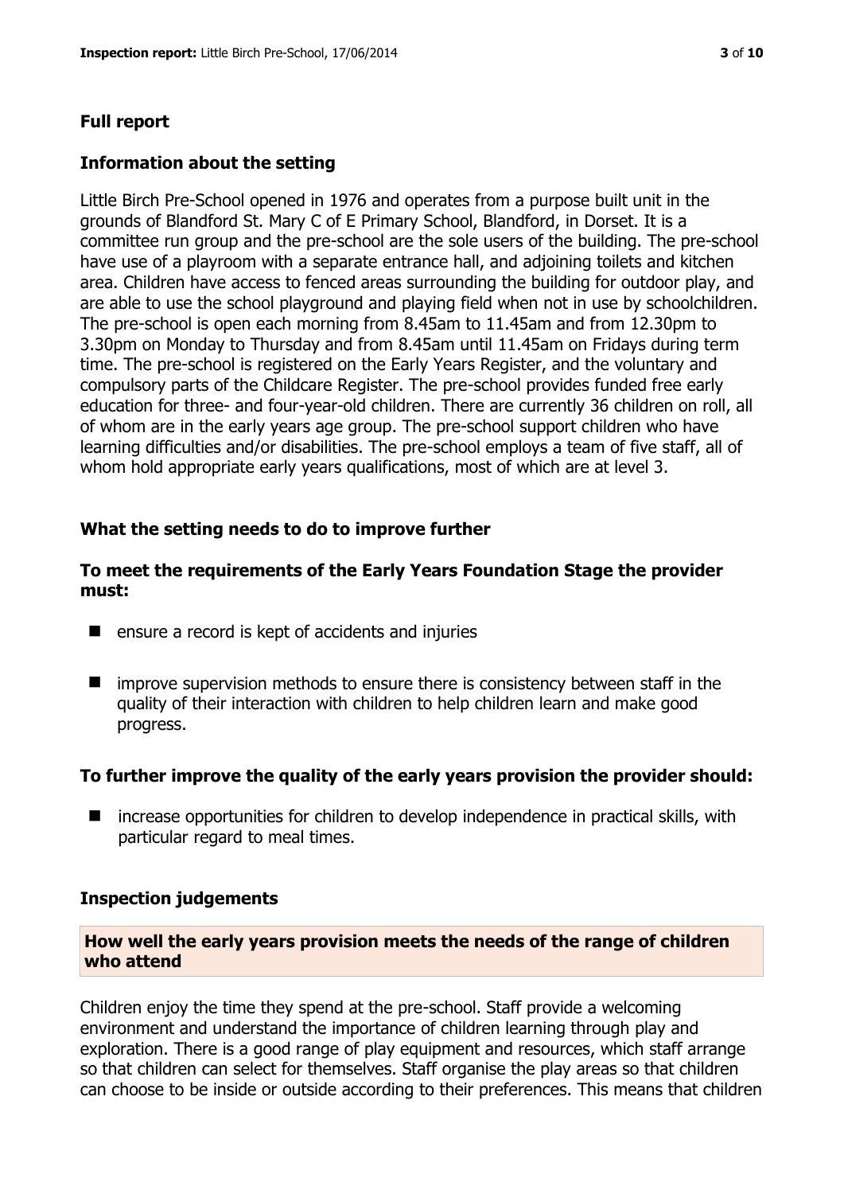## Full report

### Information about the setting

Little Birch Pre-School opened in 1976 and operates from a purpose built unit in the grounds of Blandford St. Mary C of E Primary School, Blandford, in Dorset. It is a committee run group and the pre-school are the sole users of the building. The pre-school have use of a playroom with a separate entrance hall, and adjoining toilets and kitchen area. Children have access to fenced areas surrounding the building for outdoor play, and are able to use the school playground and playing field when not in use by schoolchildren. The pre-school is open each morning from 8.45am to 11.45am and from 12.30pm to 3.30pm on Monday to Thursday and from 8.45am until 11.45am on Fridays during term time. The pre-school is registered on the Early Years Register, and the voluntary and compulsory parts of the Childcare Register. The pre-school provides funded free early education for three- and four-year-old children. There are currently 36 children on roll, all of whom are in the early years age group. The pre-school support children who have learning difficulties and/or disabilities. The pre-school employs a team of five staff, all of whom hold appropriate early years qualifications, most of which are at level 3.

### What the setting needs to do to improve further

#### To meet the requirements of the Early Years Foundation Stage the provider must:

- ensure a record is kept of accidents and injuries
- improve supervision methods to ensure there is consistency between staff in the quality of their interaction with children to help children learn and make good progress.

#### To further improve the quality of the early years provision the provider should:

- increase opportunities for children to develop independence in practical skills, with particular regard to meal times.

### Inspection judgements

#### How well the early years provision meets the needs of the range of children who attend

Children enjoy the time they spend at the pre-school. Staff provide a welcoming environment and understand the importance of children learning through play and exploration. There is a good range of play equipment and resources, which staff arrange so that children can select for themselves. Staff organise the play areas so that children can choose to be inside or outside according to their preferences. This means that children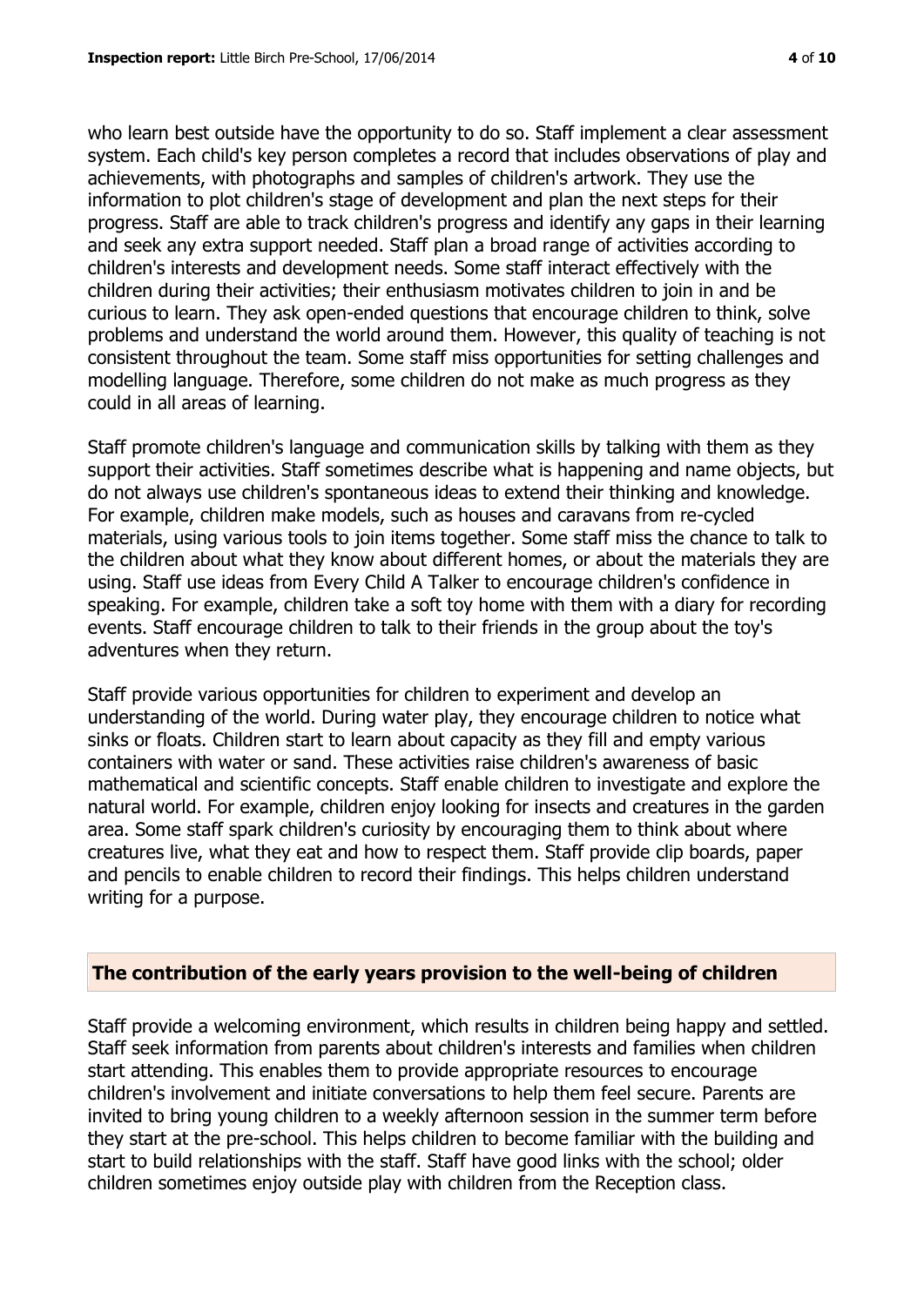who learn best outside have the opportunity to do so. Staff implement a clear assessment system. Each child's key person completes a record that includes observations of play and achievements, with photographs and samples of children's artwork. They use the information to plot children's stage of development and plan the next steps for their progress. Staff are able to track children's progress and identify any gaps in their learning and seek any extra support needed. Staff plan a broad range of activities according to children's interests and development needs. Some staff interact effectively with the children during their activities; their enthusiasm motivates children to join in and be curious to learn. They ask open-ended questions that encourage children to think, solve problems and understand the world around them. However, this quality of teaching is not consistent throughout the team. Some staff miss opportunities for setting challenges and modelling language. Therefore, some children do not make as much progress as they could in all areas of learning.

Staff promote children's language and communication skills by talking with them as they support their activities. Staff sometimes describe what is happening and name objects, but do not always use children's spontaneous ideas to extend their thinking and knowledge. For example, children make models, such as houses and caravans from re-cycled materials, using various tools to join items together. Some staff miss the chance to talk to the children about what they know about different homes, or about the materials they are using. Staff use ideas from Every Child A Talker to encourage children's confidence in speaking. For example, children take a soft toy home with them with a diary for recording events. Staff encourage children to talk to their friends in the group about the toy's adventures when they return.

Staff provide various opportunities for children to experiment and develop an understanding of the world. During water play, they encourage children to notice what sinks or floats. Children start to learn about capacity as they fill and empty various containers with water or sand. These activities raise children's awareness of basic mathematical and scientific concepts. Staff enable children to investigate and explore the natural world. For example, children enjoy looking for insects and creatures in the garden area. Some staff spark children's curiosity by encouraging them to think about where creatures live, what they eat and how to respect them. Staff provide clip boards, paper and pencils to enable children to record their findings. This helps children understand writing for a purpose.

## The contribution of the early years provision to the well-being of children

Staff provide a welcoming environment, which results in children being happy and settled. Staff seek information from parents about children's interests and families when children start attending. This enables them to provide appropriate resources to encourage children's involvement and initiate conversations to help them feel secure. Parents are invited to bring young children to a weekly afternoon session in the summer term before they start at the pre-school. This helps children to become familiar with the building and start to build relationships with the staff. Staff have good links with the school; older children sometimes enjoy outside play with children from the Reception class.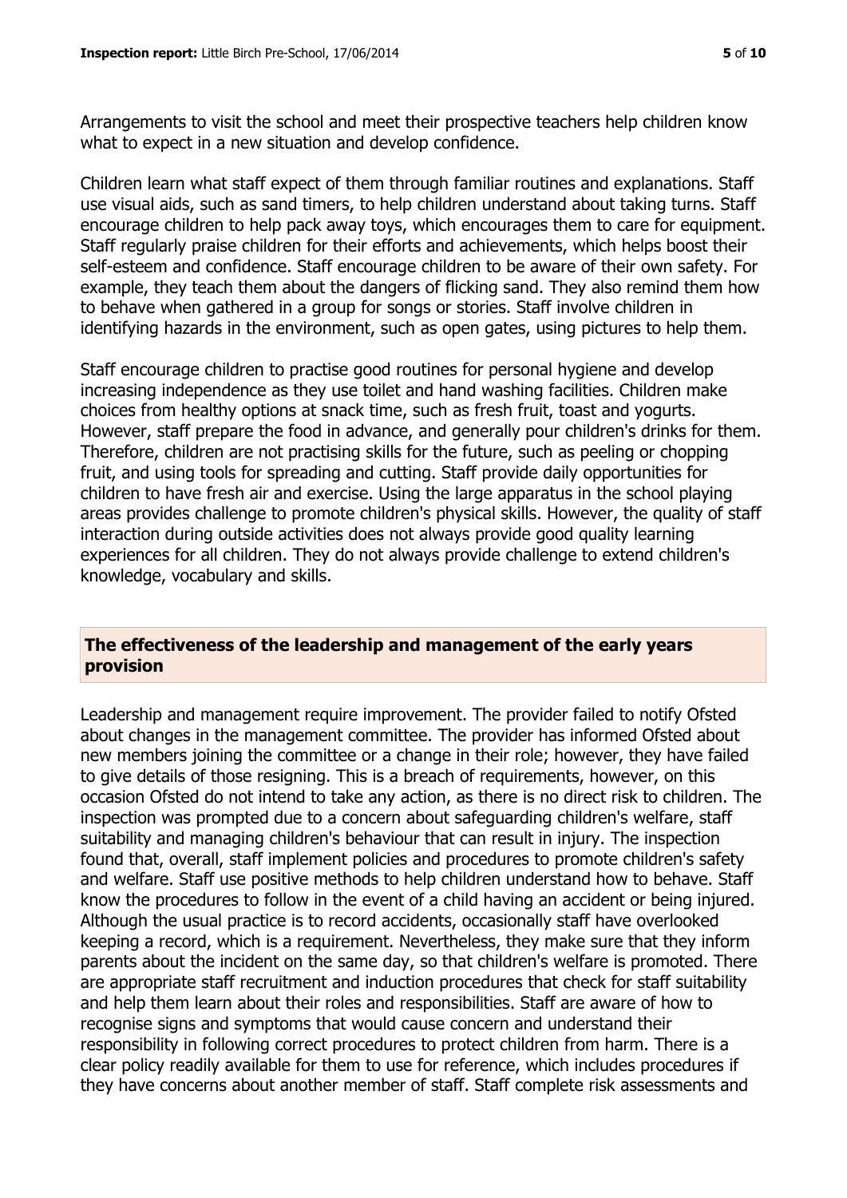Arrangements to visit the school and meet their prospective teachers help children know what to expect in a new situation and develop confidence.

Children learn what staff expect of them through familiar routines and explanations. Staff use visual aids, such as sand timers, to help children understand about taking turns. Staff encourage children to help pack away toys, which encourages them to care for equipment. Staff regularly praise children for their efforts and achievements, which helps boost their self-esteem and confidence. Staff encourage children to be aware of their own safety. For example, they teach them about the dangers of flicking sand. They also remind them how to behave when gathered in a group for songs or stories. Staff involve children in identifying hazards in the environment, such as open gates, using pictures to help them.

Staff encourage children to practise good routines for personal hygiene and develop increasing independence as they use toilet and hand washing facilities. Children make choices from healthy options at snack time, such as fresh fruit, toast and yogurts. However, staff prepare the food in advance, and generally pour children's drinks for them. Therefore, children are not practising skills for the future, such as peeling or chopping fruit, and using tools for spreading and cutting. Staff provide daily opportunities for children to have fresh air and exercise. Using the large apparatus in the school playing areas provides challenge to promote children's physical skills. However, the quality of staff interaction during outside activities does not always provide good quality learning experiences for all children. They do not always provide challenge to extend children's knowledge, vocabulary and skills.

## The effectiveness of the leadership and management of the early years provision

Leadership and management require improvement. The provider failed to notify Ofsted about changes in the management committee. The provider has informed Ofsted about new members joining the committee or a change in their role; however, they have failed to give details of those resigning. This is a breach of requirements, however, on this occasion Ofsted do not intend to take any action, as there is no direct risk to children. The inspection was prompted due to a concern about safeguarding children's welfare, staff suitability and managing children's behaviour that can result in injury. The inspection found that, overall, staff implement policies and procedures to promote children's safety and welfare. Staff use positive methods to help children understand how to behave. Staff know the procedures to follow in the event of a child having an accident or being injured. Although the usual practice is to record accidents, occasionally staff have overlooked keeping a record, which is a requirement. Nevertheless, they make sure that they inform parents about the incident on the same day, so that children's welfare is promoted. There are appropriate staff recruitment and induction procedures that check for staff suitability and help them learn about their roles and responsibilities. Staff are aware of how to recognise signs and symptoms that would cause concern and understand their responsibility in following correct procedures to protect children from harm. There is a clear policy readily available for them to use for reference, which includes procedures if they have concerns about another member of staff. Staff complete risk assessments and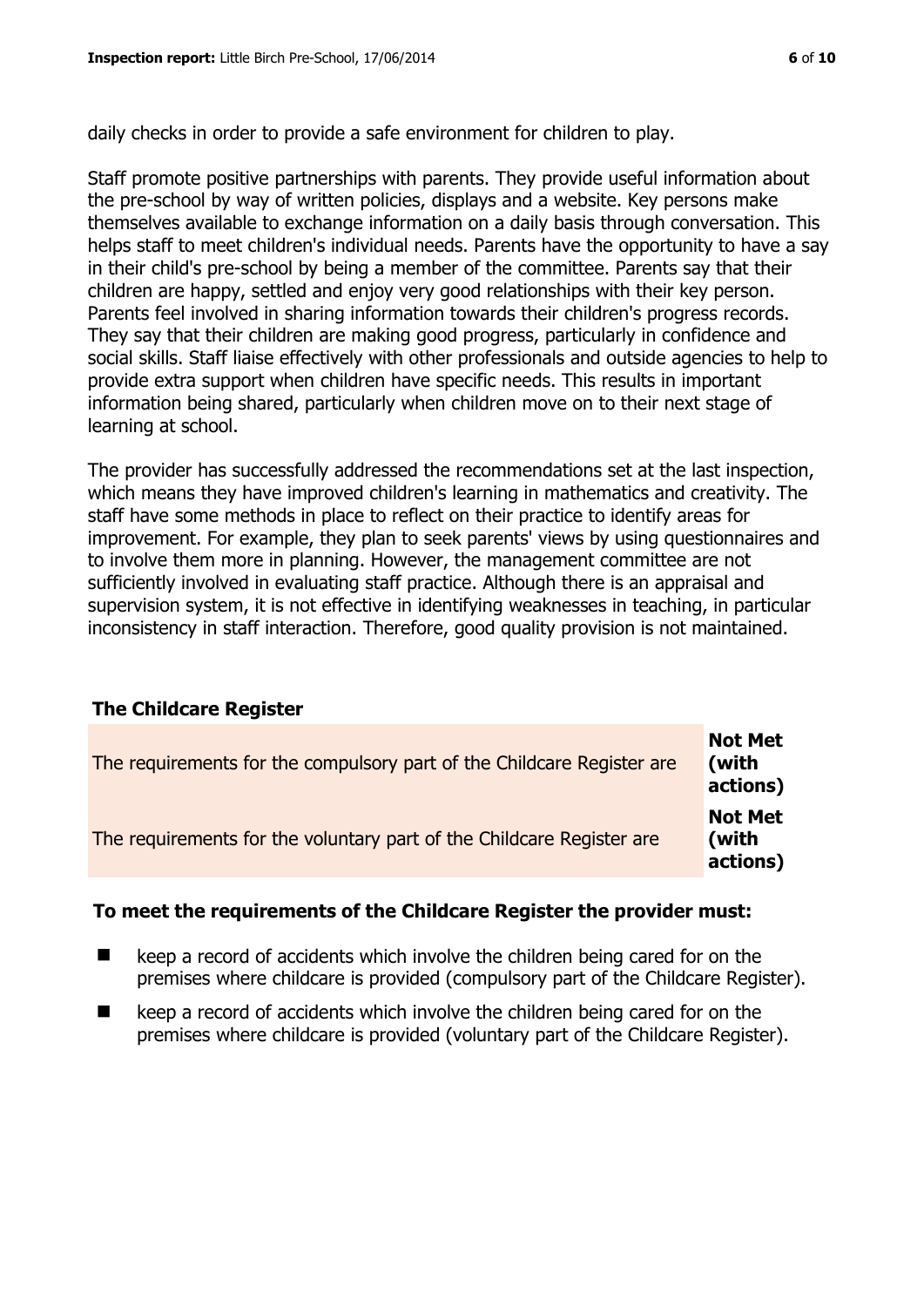daily checks in order to provide a safe environment for children to play.

Staff promote positive partnerships with parents. They provide useful information about the pre-school by way of written policies, displays and a website. Key persons make themselves available to exchange information on a daily basis through conversation. This helps staff to meet children's individual needs. Parents have the opportunity to have a say in their child's pre-school by being a member of the committee. Parents say that their children are happy, settled and enjoy very good relationships with their key person. Parents feel involved in sharing information towards their children's progress records. They say that their children are making good progress, particularly in confidence and social skills. Staff liaise effectively with other professionals and outside agencies to help to provide extra support when children have specific needs. This results in important information being shared, particularly when children move on to their next stage of learning at school.

The provider has successfully addressed the recommendations set at the last inspection, which means they have improved children's learning in mathematics and creativity. The staff have some methods in place to reflect on their practice to identify areas for improvement. For example, they plan to seek parents' views by using questionnaires and to involve them more in planning. However, the management committee are not sufficiently involved in evaluating staff practice. Although there is an appraisal and supervision system, it is not effective in identifying weaknesses in teaching, in particular inconsistency in staff interaction. Therefore, good quality provision is not maintained.

## The Childcare Register

| | |
|---|---|
| The requirements for the compulsory part of the Childcare Register are | **Not Met (with actions)** |
| The requirements for the voluntary part of the Childcare Register are | **Not Met (with actions)** |

### To meet the requirements of the Childcare Register the provider must:

- keep a record of accidents which involve the children being cared for on the premises where childcare is provided (compulsory part of the Childcare Register).
- keep a record of accidents which involve the children being cared for on the premises where childcare is provided (voluntary part of the Childcare Register).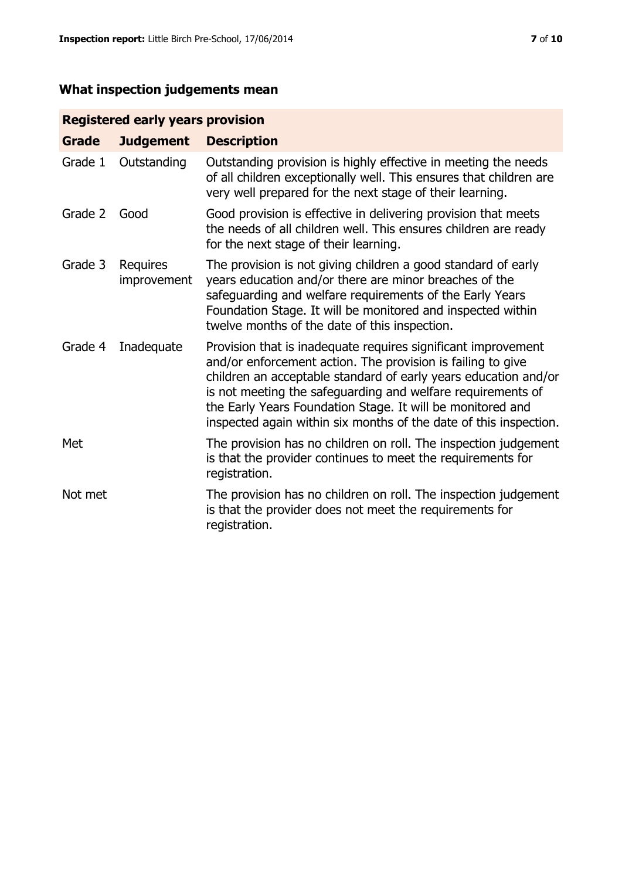## What inspection judgements mean

| Registered early years provision | | |
|---|---|---|
| **Grade** | **Judgement** | **Description** |
| Grade 1 | Outstanding | Outstanding provision is highly effective in meeting the needs of all children exceptionally well. This ensures that children are very well prepared for the next stage of their learning. |
| Grade 2 | Good | Good provision is effective in delivering provision that meets the needs of all children well. This ensures children are ready for the next stage of their learning. |
| Grade 3 | Requires improvement | The provision is not giving children a good standard of early years education and/or there are minor breaches of the safeguarding and welfare requirements of the Early Years Foundation Stage. It will be monitored and inspected within twelve months of the date of this inspection. |
| Grade 4 | Inadequate | Provision that is inadequate requires significant improvement and/or enforcement action. The provision is failing to give children an acceptable standard of early years education and/or is not meeting the safeguarding and welfare requirements of the Early Years Foundation Stage. It will be monitored and inspected again within six months of the date of this inspection. |
| Met | | The provision has no children on roll. The inspection judgement is that the provider continues to meet the requirements for registration. |
| Not met | | The provision has no children on roll. The inspection judgement is that the provider does not meet the requirements for registration. |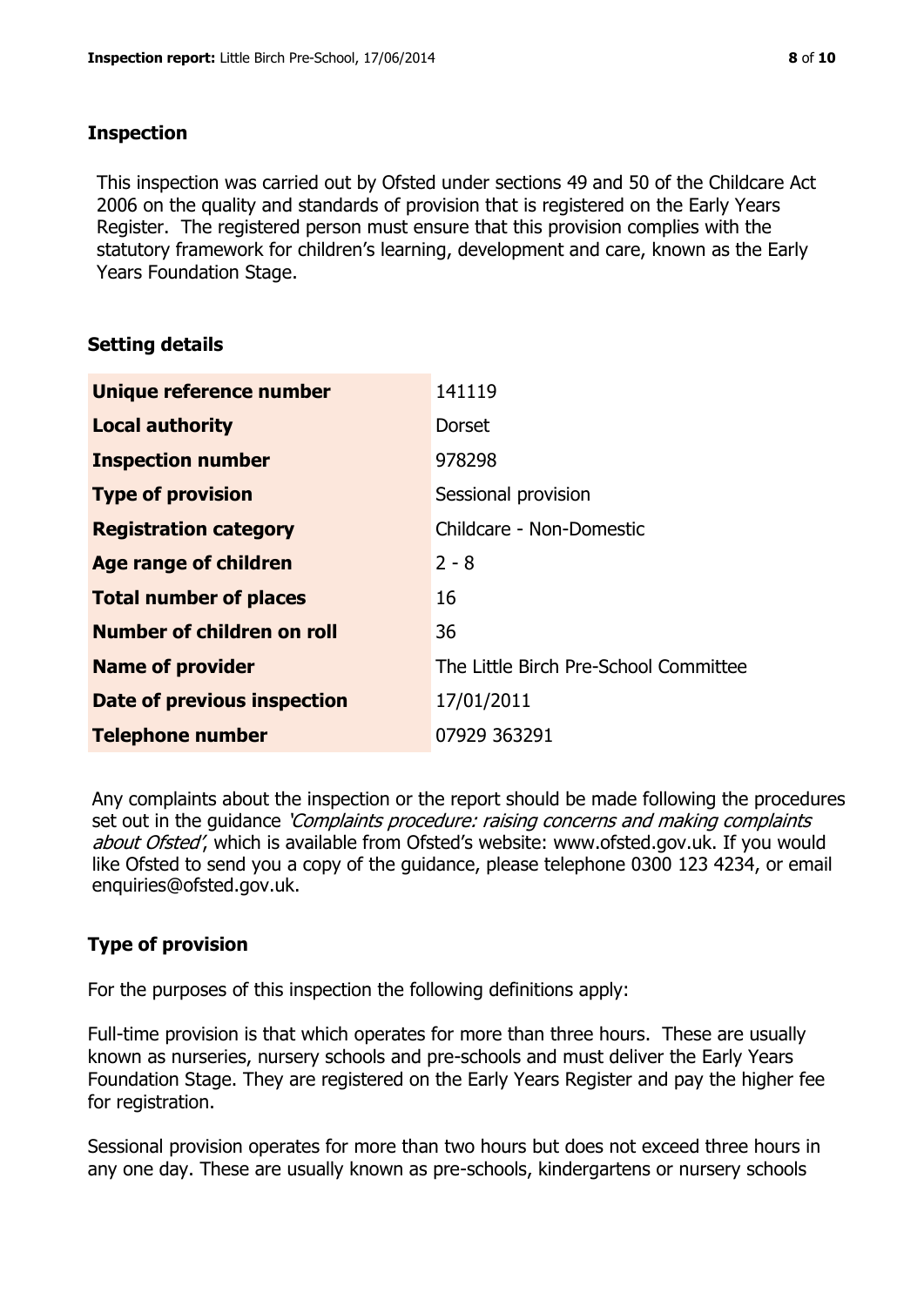## Inspection

This inspection was carried out by Ofsted under sections 49 and 50 of the Childcare Act 2006 on the quality and standards of provision that is registered on the Early Years Register. The registered person must ensure that this provision complies with the statutory framework for children's learning, development and care, known as the Early Years Foundation Stage.

## Setting details

| | |
|---|---|
| **Unique reference number** | 141119 |
| **Local authority** | Dorset |
| **Inspection number** | 978298 |
| **Type of provision** | Sessional provision |
| **Registration category** | Childcare - Non-Domestic |
| **Age range of children** | 2 - 8 |
| **Total number of places** | 16 |
| **Number of children on roll** | 36 |
| **Name of provider** | The Little Birch Pre-School Committee |
| **Date of previous inspection** | 17/01/2011 |
| **Telephone number** | 07929 363291 |

Any complaints about the inspection or the report should be made following the procedures set out in the guidance *'Complaints procedure: raising concerns and making complaints about Ofsted'*, which is available from Ofsted's website: www.ofsted.gov.uk. If you would like Ofsted to send you a copy of the guidance, please telephone 0300 123 4234, or email enquiries@ofsted.gov.uk.

## Type of provision

For the purposes of this inspection the following definitions apply:

Full-time provision is that which operates for more than three hours. These are usually known as nurseries, nursery schools and pre-schools and must deliver the Early Years Foundation Stage. They are registered on the Early Years Register and pay the higher fee for registration.

Sessional provision operates for more than two hours but does not exceed three hours in any one day. These are usually known as pre-schools, kindergartens or nursery schools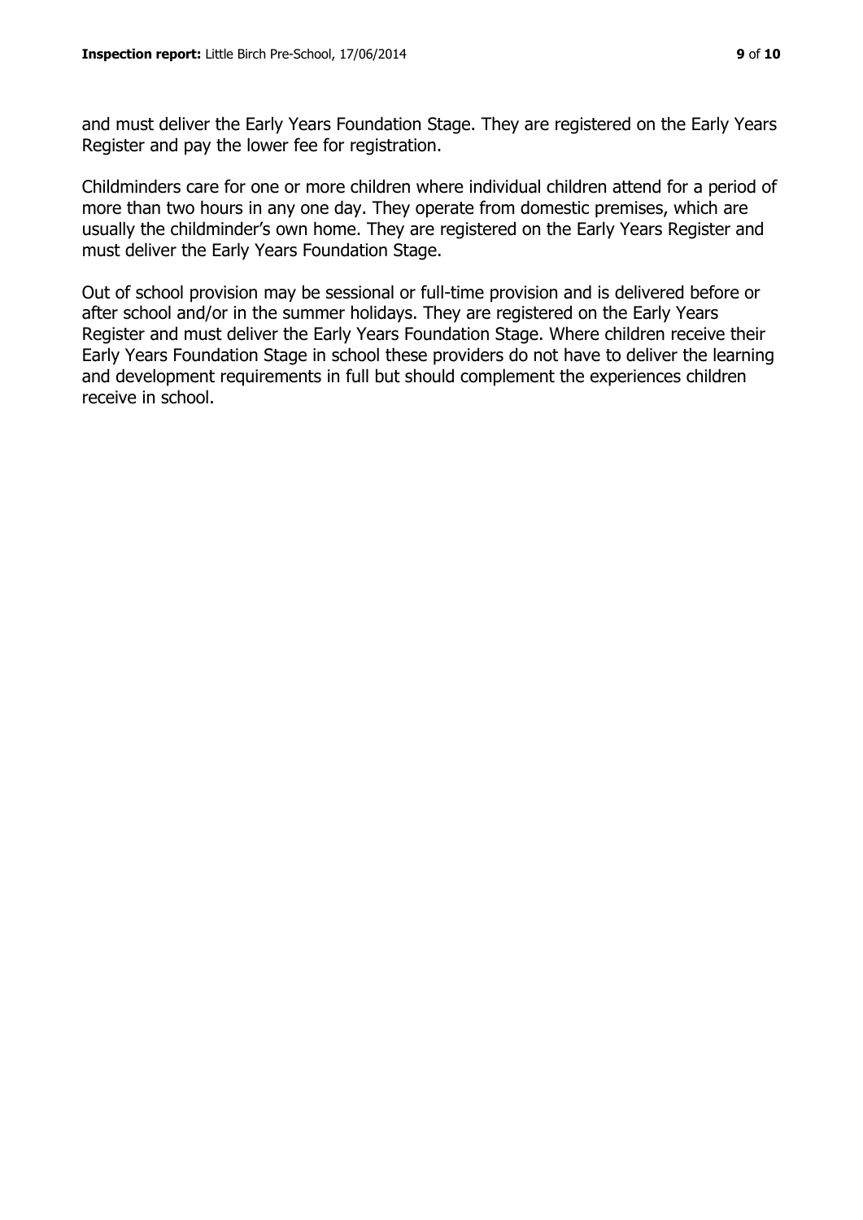and must deliver the Early Years Foundation Stage. They are registered on the Early Years Register and pay the lower fee for registration.

Childminders care for one or more children where individual children attend for a period of more than two hours in any one day. They operate from domestic premises, which are usually the childminder's own home. They are registered on the Early Years Register and must deliver the Early Years Foundation Stage.

Out of school provision may be sessional or full-time provision and is delivered before or after school and/or in the summer holidays. They are registered on the Early Years Register and must deliver the Early Years Foundation Stage. Where children receive their Early Years Foundation Stage in school these providers do not have to deliver the learning and development requirements in full but should complement the experiences children receive in school.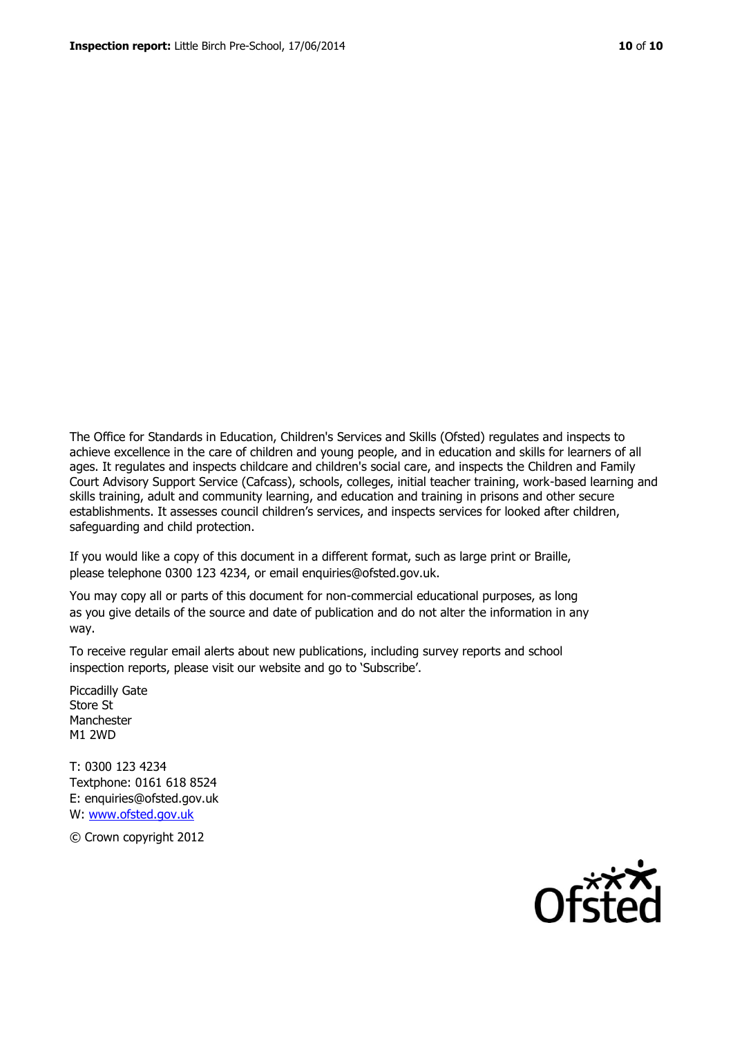The Office for Standards in Education, Children's Services and Skills (Ofsted) regulates and inspects to achieve excellence in the care of children and young people, and in education and skills for learners of all ages. It regulates and inspects childcare and children's social care, and inspects the Children and Family Court Advisory Support Service (Cafcass), schools, colleges, initial teacher training, work-based learning and skills training, adult and community learning, and education and training in prisons and other secure establishments. It assesses council children's services, and inspects services for looked after children, safeguarding and child protection.

If you would like a copy of this document in a different format, such as large print or Braille, please telephone 0300 123 4234, or email enquiries@ofsted.gov.uk.

You may copy all or parts of this document for non-commercial educational purposes, as long as you give details of the source and date of publication and do not alter the information in any way.

To receive regular email alerts about new publications, including survey reports and school inspection reports, please visit our website and go to 'Subscribe'.

Piccadilly Gate
Store St
Manchester
M1 2WD

T: 0300 123 4234
Textphone: 0161 618 8524
E: enquiries@ofsted.gov.uk
W: www.ofsted.gov.uk

© Crown copyright 2012

Ofsted